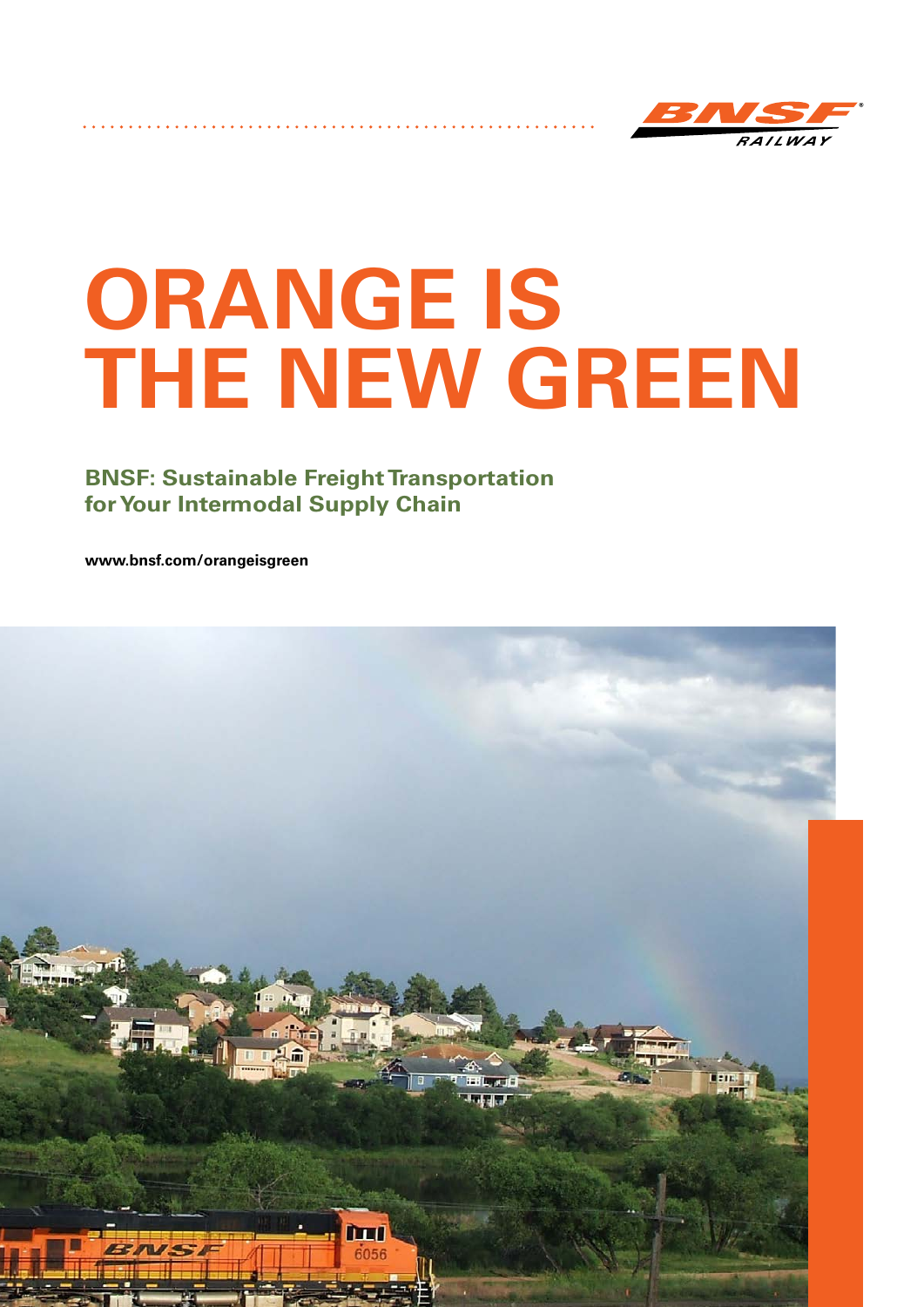# ORANGE IS THE NEW GREEN

## BNSF: Sustainable Freight Transportation for Your Intermodal Supply Chain

**www.bnsf.com/orangeisgreen**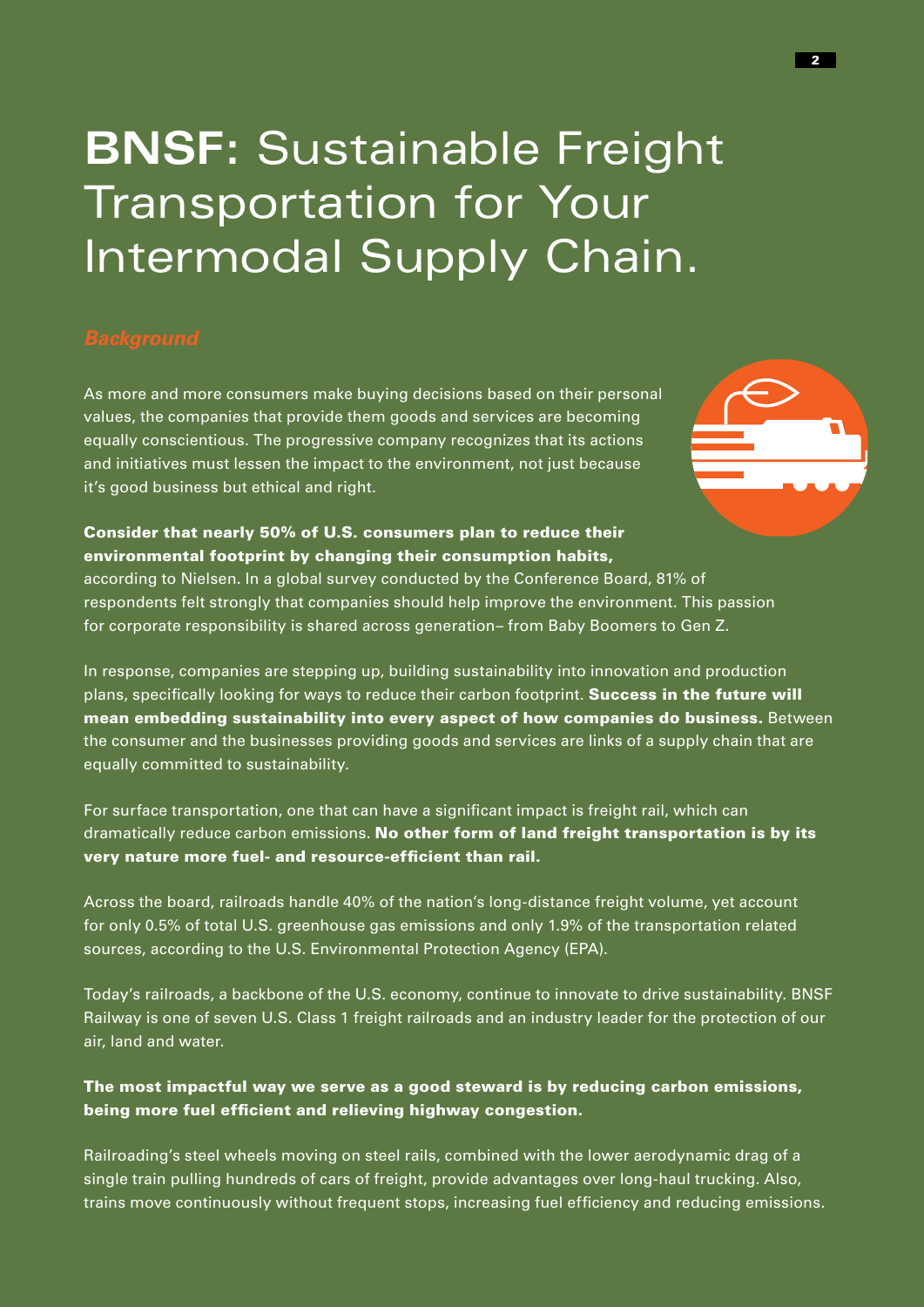# **BNSF:** Sustainable Freight Transportation for Your Intermodal Supply Chain.

## *Background*

As more and more consumers make buying decisions based on their personal values, the companies that provide them goods and services are becoming equally conscientious. The progressive company recognizes that its actions and initiatives must lessen the impact to the environment, not just because it's good business but ethical and right.

**Consider that nearly 50% of U.S. consumers plan to reduce their environmental footprint by changing their consumption habits,** according to Nielsen. In a global survey conducted by the Conference Board, 81% of respondents felt strongly that companies should help improve the environment. This passion for corporate responsibility is shared across generation– from Baby Boomers to Gen Z.

In response, companies are stepping up, building sustainability into innovation and production plans, specifically looking for ways to reduce their carbon footprint. **Success in the future will mean embedding sustainability into every aspect of how companies do business.** Between the consumer and the businesses providing goods and services are links of a supply chain that are equally committed to sustainability.

For surface transportation, one that can have a significant impact is freight rail, which can dramatically reduce carbon emissions. **No other form of land freight transportation is by its very nature more fuel- and resource-efficient than rail.**

Across the board, railroads handle 40% of the nation's long-distance freight volume, yet account for only 0.5% of total U.S. greenhouse gas emissions and only 1.9% of the transportation related sources, according to the U.S. Environmental Protection Agency (EPA).

Today's railroads, a backbone of the U.S. economy, continue to innovate to drive sustainability. BNSF Railway is one of seven U.S. Class 1 freight railroads and an industry leader for the protection of our air, land and water.

**The most impactful way we serve as a good steward is by reducing carbon emissions, being more fuel efficient and relieving highway congestion.**

Railroading's steel wheels moving on steel rails, combined with the lower aerodynamic drag of a single train pulling hundreds of cars of freight, provide advantages over long-haul trucking. Also, trains move continuously without frequent stops, increasing fuel efficiency and reducing emissions.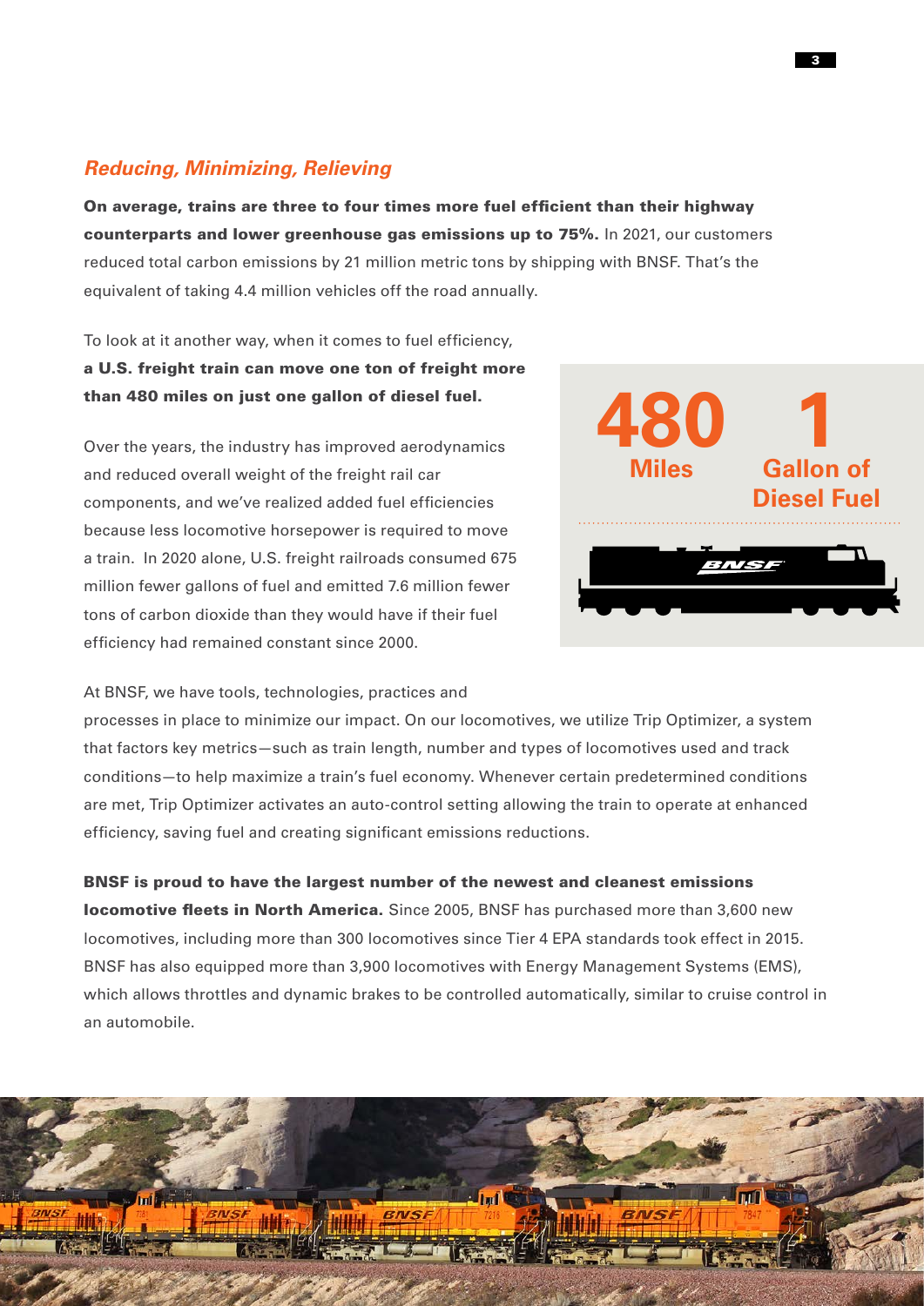## *Reducing, Minimizing, Relieving*

**On average, trains are three to four times more fuel efficient than their highway counterparts and lower greenhouse gas emissions up to 75%.** In 2021, our customers reduced total carbon emissions by 21 million metric tons by shipping with BNSF. That's the equivalent of taking 4.4 million vehicles off the road annually.

To look at it another way, when it comes to fuel efficiency, **a U.S. freight train can move one ton of freight more than 480 miles on just one gallon of diesel fuel.**

**480** Miles **1** Gallon of Diesel Fuel

Over the years, the industry has improved aerodynamics and reduced overall weight of the freight rail car components, and we've realized added fuel efficiencies because less locomotive horsepower is required to move a train. In 2020 alone, U.S. freight railroads consumed 675 million fewer gallons of fuel and emitted 7.6 million fewer tons of carbon dioxide than they would have if their fuel efficiency had remained constant since 2000.

At BNSF, we have tools, technologies, practices and processes in place to minimize our impact. On our locomotives, we utilize Trip Optimizer, a system that factors key metrics—such as train length, number and types of locomotives used and track conditions—to help maximize a train's fuel economy. Whenever certain predetermined conditions are met, Trip Optimizer activates an auto-control setting allowing the train to operate at enhanced efficiency, saving fuel and creating significant emissions reductions.

**BNSF is proud to have the largest number of the newest and cleanest emissions locomotive fleets in North America.** Since 2005, BNSF has purchased more than 3,600 new locomotives, including more than 300 locomotives since Tier 4 EPA standards took effect in 2015. BNSF has also equipped more than 3,900 locomotives with Energy Management Systems (EMS), which allows throttles and dynamic brakes to be controlled automatically, similar to cruise control in an automobile.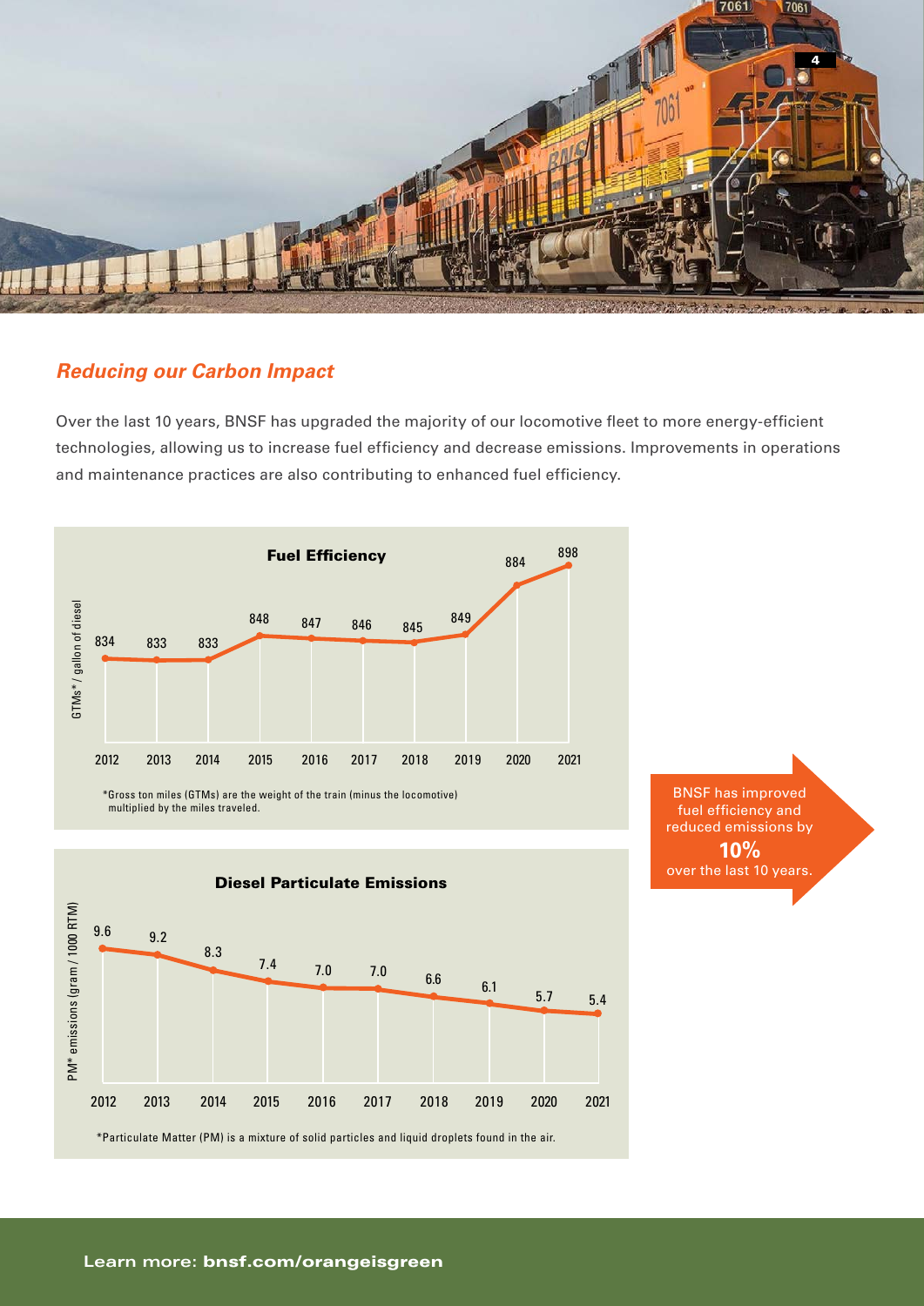## *Reducing our Carbon Impact*

Over the last 10 years, BNSF has upgraded the majority of our locomotive fleet to more energy-efficient technologies, allowing us to increase fuel efficiency and decrease emissions. Improvements in operations and maintenance practices are also contributing to enhanced fuel efficiency.

**Fuel Efficiency**

GTMs* / gallon of diesel

| 2012 | 2013 | 2014 | 2015 | 2016 | 2017 | 2018 | 2019 | 2020 | 2021 |
|---|---|---|---|---|---|---|---|---|---|
| 834 | 833 | 833 | 848 | 847 | 846 | 845 | 849 | 884 | 898 |

*Gross ton miles (GTMs) are the weight of the train (minus the locomotive) multiplied by the miles traveled.

**Diesel Particulate Emissions**

PM* emissions (gram / 1000 RTM)

| 2012 | 2013 | 2014 | 2015 | 2016 | 2017 | 2018 | 2019 | 2020 | 2021 |
|---|---|---|---|---|---|---|---|---|---|
| 9.6 | 9.2 | 8.3 | 7.4 | 7.0 | 7.0 | 6.6 | 6.1 | 5.7 | 5.4 |

*Particulate Matter (PM) is a mixture of solid particles and liquid droplets found in the air.

BNSF has improved fuel efficiency and reduced emissions by **10%** over the last 10 years.

**Learn more: bnsf.com/orangeisgreen**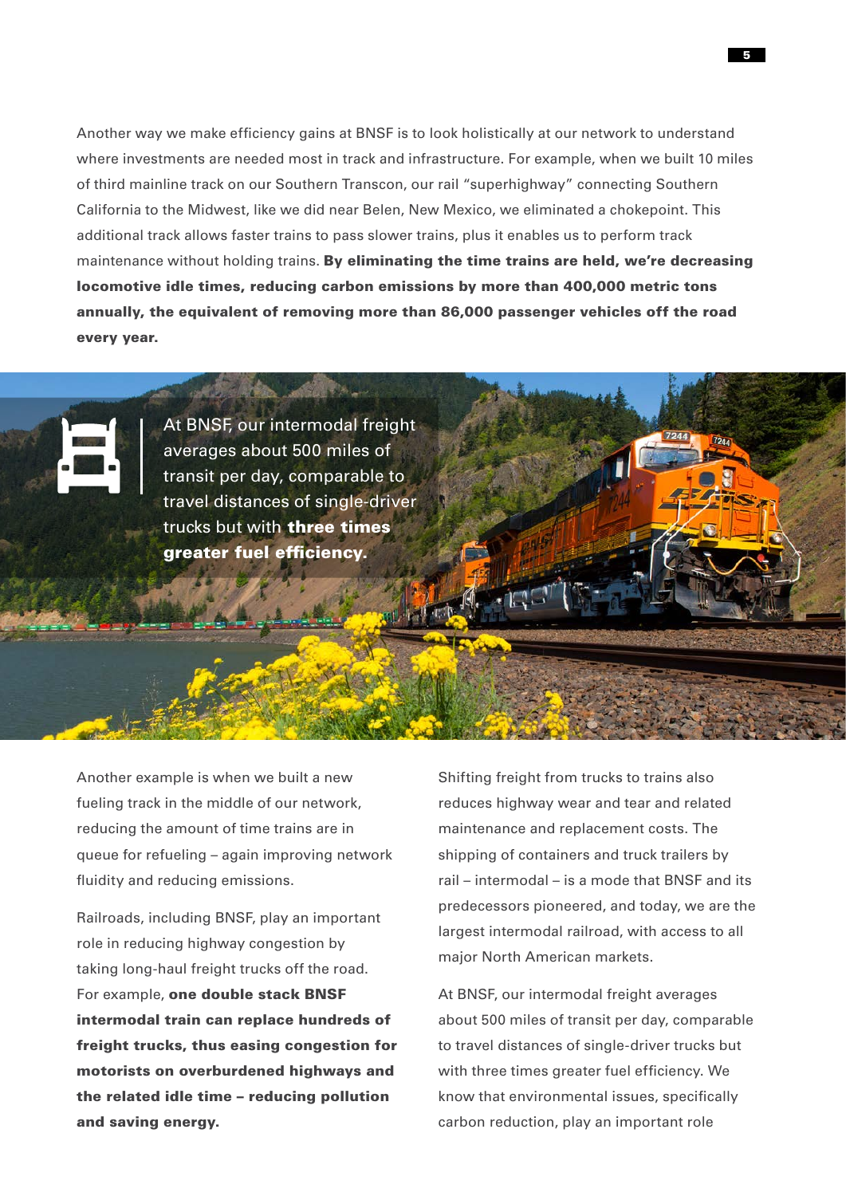Another way we make efficiency gains at BNSF is to look holistically at our network to understand where investments are needed most in track and infrastructure. For example, when we built 10 miles of third mainline track on our Southern Transcon, our rail "superhighway" connecting Southern California to the Midwest, like we did near Belen, New Mexico, we eliminated a chokepoint. This additional track allows faster trains to pass slower trains, plus it enables us to perform track maintenance without holding trains. **By eliminating the time trains are held, we're decreasing locomotive idle times, reducing carbon emissions by more than 400,000 metric tons annually, the equivalent of removing more than 86,000 passenger vehicles off the road every year.**

At BNSF, our intermodal freight averages about 500 miles of transit per day, comparable to travel distances of single-driver trucks but with **three times greater fuel efficiency.**

Another example is when we built a new fueling track in the middle of our network, reducing the amount of time trains are in queue for refueling – again improving network fluidity and reducing emissions.

Railroads, including BNSF, play an important role in reducing highway congestion by taking long-haul freight trucks off the road. For example, **one double stack BNSF intermodal train can replace hundreds of freight trucks, thus easing congestion for motorists on overburdened highways and the related idle time – reducing pollution and saving energy.**

Shifting freight from trucks to trains also reduces highway wear and tear and related maintenance and replacement costs. The shipping of containers and truck trailers by rail – intermodal – is a mode that BNSF and its predecessors pioneered, and today, we are the largest intermodal railroad, with access to all major North American markets.

At BNSF, our intermodal freight averages about 500 miles of transit per day, comparable to travel distances of single-driver trucks but with three times greater fuel efficiency. We know that environmental issues, specifically carbon reduction, play an important role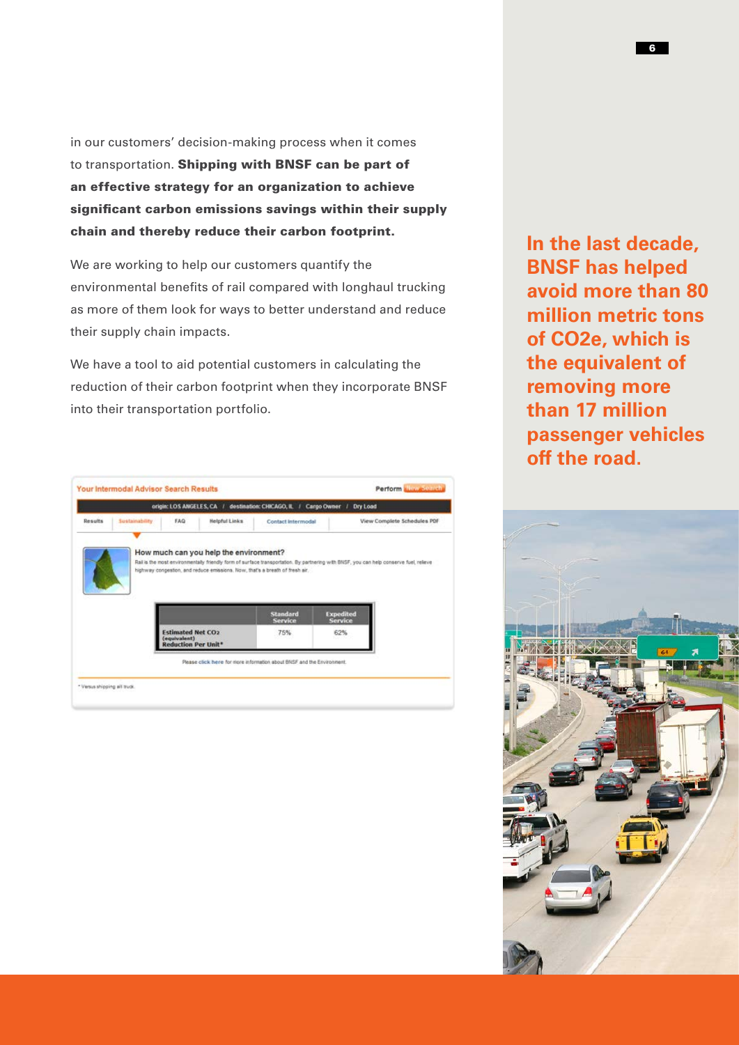in our customers' decision-making process when it comes to transportation. **Shipping with BNSF can be part of an effective strategy for an organization to achieve significant carbon emissions savings within their supply chain and thereby reduce their carbon footprint.**

We are working to help our customers quantify the environmental benefits of rail compared with longhaul trucking as more of them look for ways to better understand and reduce their supply chain impacts.

We have a tool to aid potential customers in calculating the reduction of their carbon footprint when they incorporate BNSF into their transportation portfolio.

**In the last decade, BNSF has helped avoid more than 80 million metric tons of CO2e, which is the equivalent of removing more than 17 million passenger vehicles off the road.**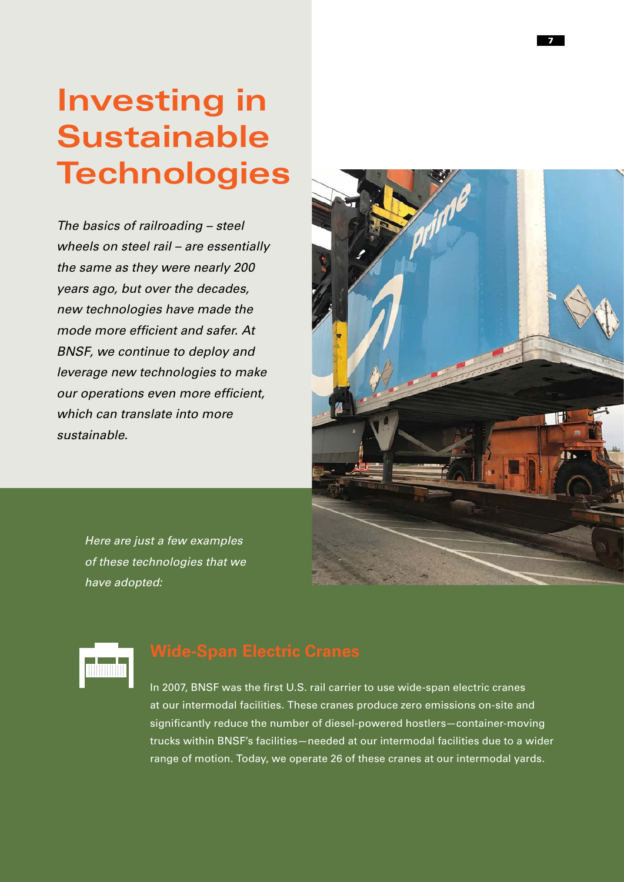# Investing in Sustainable Technologies

*The basics of railroading – steel wheels on steel rail – are essentially the same as they were nearly 200 years ago, but over the decades, new technologies have made the mode more efficient and safer. At BNSF, we continue to deploy and leverage new technologies to make our operations even more efficient, which can translate into more sustainable.*

*Here are just a few examples of these technologies that we have adopted:*

## Wide-Span Electric Cranes

In 2007, BNSF was the first U.S. rail carrier to use wide-span electric cranes at our intermodal facilities. These cranes produce zero emissions on-site and significantly reduce the number of diesel-powered hostlers—container-moving trucks within BNSF's facilities—needed at our intermodal facilities due to a wider range of motion. Today, we operate 26 of these cranes at our intermodal yards.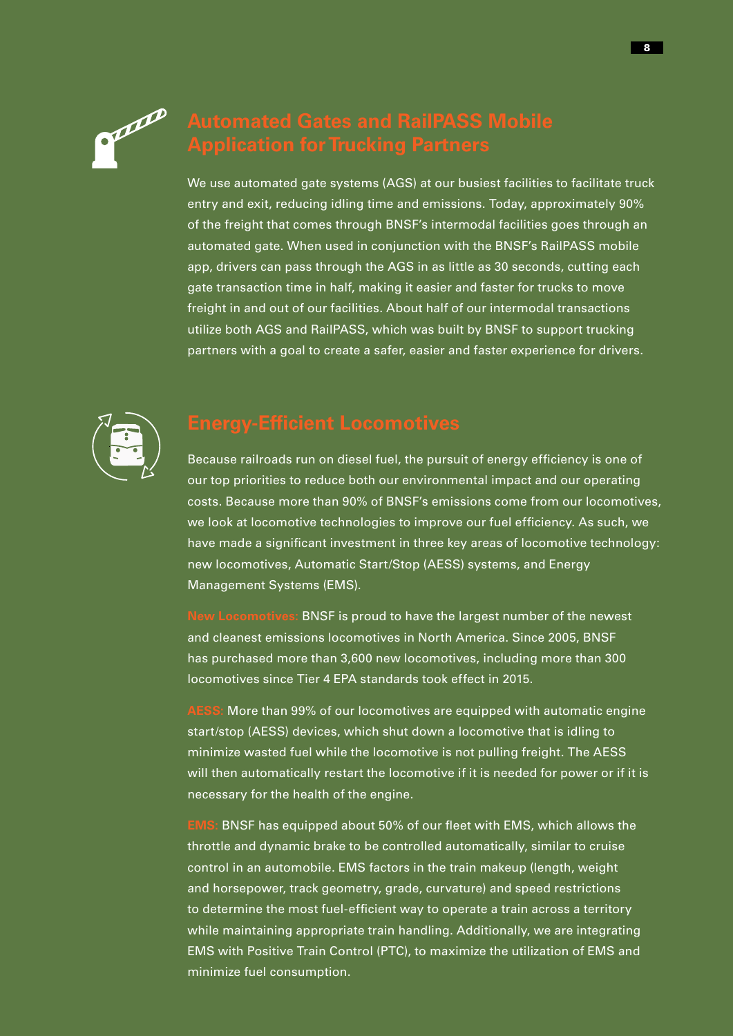## Automated Gates and RailPASS Mobile Application for Trucking Partners

We use automated gate systems (AGS) at our busiest facilities to facilitate truck entry and exit, reducing idling time and emissions. Today, approximately 90% of the freight that comes through BNSF's intermodal facilities goes through an automated gate. When used in conjunction with the BNSF's RailPASS mobile app, drivers can pass through the AGS in as little as 30 seconds, cutting each gate transaction time in half, making it easier and faster for trucks to move freight in and out of our facilities. About half of our intermodal transactions utilize both AGS and RailPASS, which was built by BNSF to support trucking partners with a goal to create a safer, easier and faster experience for drivers.

## Energy-Efficient Locomotives

Because railroads run on diesel fuel, the pursuit of energy efficiency is one of our top priorities to reduce both our environmental impact and our operating costs. Because more than 90% of BNSF's emissions come from our locomotives, we look at locomotive technologies to improve our fuel efficiency. As such, we have made a significant investment in three key areas of locomotive technology: new locomotives, Automatic Start/Stop (AESS) systems, and Energy Management Systems (EMS).

**New Locomotives:** BNSF is proud to have the largest number of the newest and cleanest emissions locomotives in North America. Since 2005, BNSF has purchased more than 3,600 new locomotives, including more than 300 locomotives since Tier 4 EPA standards took effect in 2015.

**AESS:** More than 99% of our locomotives are equipped with automatic engine start/stop (AESS) devices, which shut down a locomotive that is idling to minimize wasted fuel while the locomotive is not pulling freight. The AESS will then automatically restart the locomotive if it is needed for power or if it is necessary for the health of the engine.

**EMS:** BNSF has equipped about 50% of our fleet with EMS, which allows the throttle and dynamic brake to be controlled automatically, similar to cruise control in an automobile. EMS factors in the train makeup (length, weight and horsepower, track geometry, grade, curvature) and speed restrictions to determine the most fuel-efficient way to operate a train across a territory while maintaining appropriate train handling. Additionally, we are integrating EMS with Positive Train Control (PTC), to maximize the utilization of EMS and minimize fuel consumption.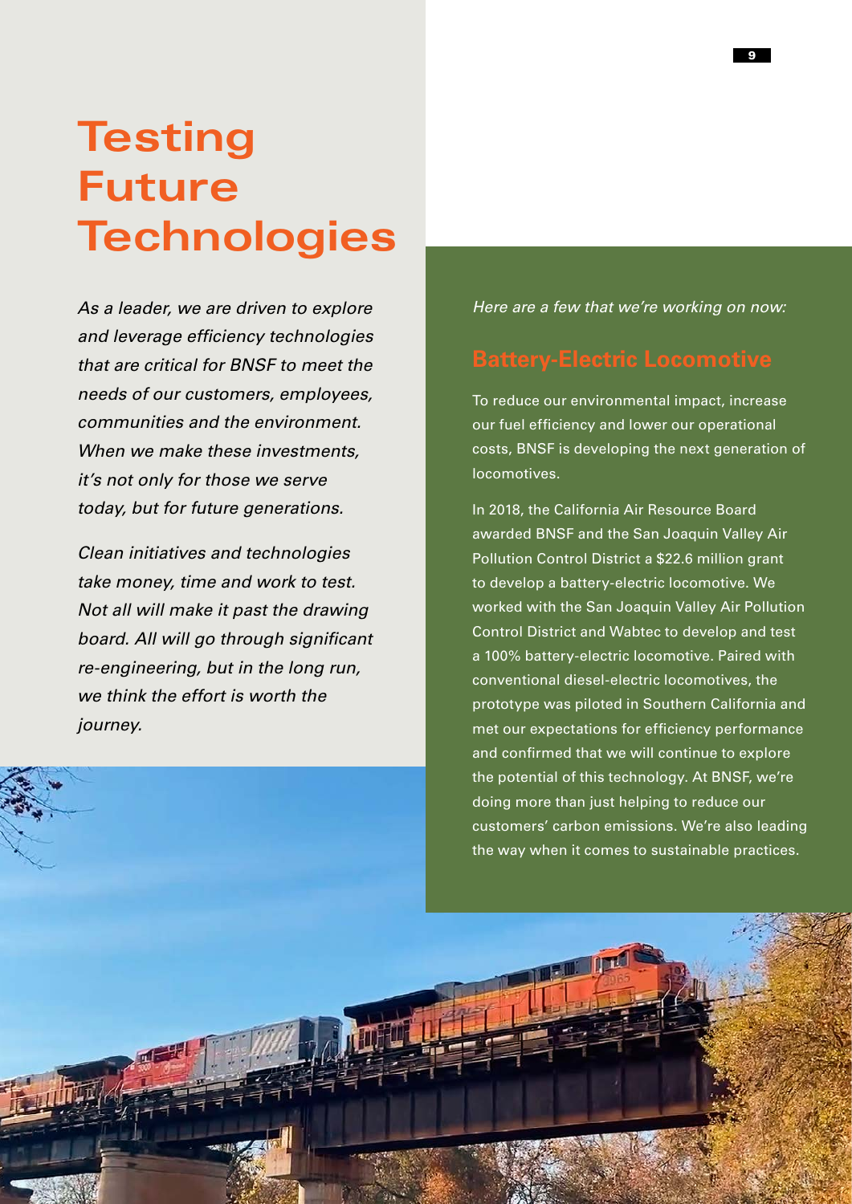# Testing Future Technologies

*As a leader, we are driven to explore and leverage efficiency technologies that are critical for BNSF to meet the needs of our customers, employees, communities and the environment. When we make these investments, it's not only for those we serve today, but for future generations.*

*Clean initiatives and technologies take money, time and work to test. Not all will make it past the drawing board. All will go through significant re-engineering, but in the long run, we think the effort is worth the journey.*

*Here are a few that we're working on now:*

## Battery-Electric Locomotive

To reduce our environmental impact, increase our fuel efficiency and lower our operational costs, BNSF is developing the next generation of locomotives.

In 2018, the California Air Resource Board awarded BNSF and the San Joaquin Valley Air Pollution Control District a $22.6 million grant to develop a battery-electric locomotive. We worked with the San Joaquin Valley Air Pollution Control District and Wabtec to develop and test a 100% battery-electric locomotive. Paired with conventional diesel-electric locomotives, the prototype was piloted in Southern California and met our expectations for efficiency performance and confirmed that we will continue to explore the potential of this technology. At BNSF, we're doing more than just helping to reduce our customers' carbon emissions. We're also leading the way when it comes to sustainable practices.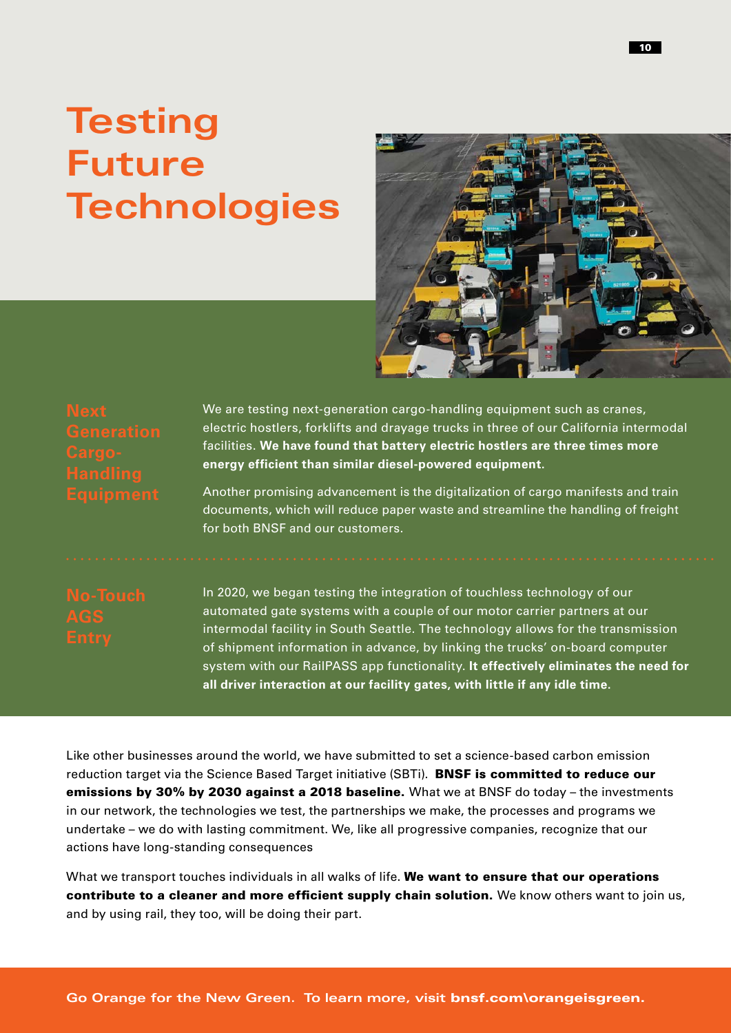# Testing Future Technologies

## Next Generation Cargo-Handling Equipment

We are testing next-generation cargo-handling equipment such as cranes, electric hostlers, forklifts and drayage trucks in three of our California intermodal facilities. **We have found that battery electric hostlers are three times more energy efficient than similar diesel-powered equipment.**

Another promising advancement is the digitalization of cargo manifests and train documents, which will reduce paper waste and streamline the handling of freight for both BNSF and our customers.

## No-Touch AGS Entry

In 2020, we began testing the integration of touchless technology of our automated gate systems with a couple of our motor carrier partners at our intermodal facility in South Seattle. The technology allows for the transmission of shipment information in advance, by linking the trucks' on-board computer system with our RailPASS app functionality. **It effectively eliminates the need for all driver interaction at our facility gates, with little if any idle time.**

Like other businesses around the world, we have submitted to set a science-based carbon emission reduction target via the Science Based Target initiative (SBTi). **BNSF is committed to reduce our emissions by 30% by 2030 against a 2018 baseline.** What we at BNSF do today – the investments in our network, the technologies we test, the partnerships we make, the processes and programs we undertake – we do with lasting commitment. We, like all progressive companies, recognize that our actions have long-standing consequences

What we transport touches individuals in all walks of life. **We want to ensure that our operations contribute to a cleaner and more efficient supply chain solution.** We know others want to join us, and by using rail, they too, will be doing their part.

**Go Orange for the New Green. To learn more, visit bnsf.com\orangeisgreen.**